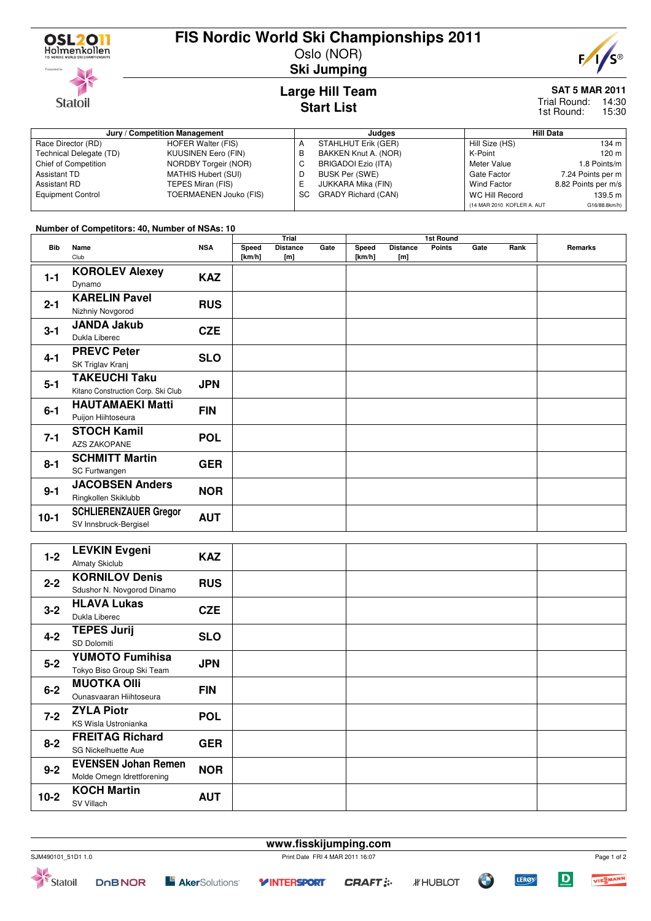# FIS Nordic World Ski Championships 2011

Oslo (NOR)

**Ski Jumping**

## Large Hill Team
## Start List

**SAT 5 MAR 2011**
Trial Round: 14:30
1st Round: 15:30

| Jury / Competition Management | | Judges | | Hill Data | |
|---|---|---|---|---|---|
| Race Director (RD) | HOFER Walter (FIS) | A | STAHLHUT Erik (GER) | Hill Size (HS) | 134 m |
| Technical Delegate (TD) | KUUSINEN Eero (FIN) | B | BAKKEN Knut A. (NOR) | K-Point | 120 m |
| Chief of Competition | NORDBY Torgeir (NOR) | C | BRIGADOI Ezio (ITA) | Meter Value | 1.8 Points/m |
| Assistant TD | MATHIS Hubert (SUI) | D | BUSK Per (SWE) | Gate Factor | 7.24 Points per m |
| Assistant RD | TEPES Miran (FIS) | E | JUKKARA Mika (FIN) | Wind Factor | 8.82 Points per m/s |
| Equipment Control | TOERMAENEN Jouko (FIS) | SC | GRADY Richard (CAN) | WC Hill Record | 139.5 m |
| | | | | (14 MAR 2010 KOFLER A. AUT | G16/88.8km/h) |

**Number of Competitors: 40, Number of NSAs: 10**

| Bib | Name / Club | NSA | Trial Speed [km/h] | Trial Distance [m] | Trial Gate | 1st Round Speed [km/h] | 1st Round Distance [m] | 1st Round Points | 1st Round Gate | 1st Round Rank | Remarks |
|---|---|---|---|---|---|---|---|---|---|---|---|
| 1-1 | **KOROLEV Alexey** Dynamo | KAZ | | | | | | | | | |
| 2-1 | **KARELIN Pavel** Nizhniy Novgorod | RUS | | | | | | | | | |
| 3-1 | **JANDA Jakub** Dukla Liberec | CZE | | | | | | | | | |
| 4-1 | **PREVC Peter** SK Triglav Kranj | SLO | | | | | | | | | |
| 5-1 | **TAKEUCHI Taku** Kitano Construction Corp. Ski Club | JPN | | | | | | | | | |
| 6-1 | **HAUTAMAEKI Matti** Puijon Hiihtoseura | FIN | | | | | | | | | |
| 7-1 | **STOCH Kamil** AZS ZAKOPANE | POL | | | | | | | | | |
| 8-1 | **SCHMITT Martin** SC Furtwangen | GER | | | | | | | | | |
| 9-1 | **JACOBSEN Anders** Ringkollen Skiklubb | NOR | | | | | | | | | |
| 10-1 | **SCHLIERENZAUER Gregor** SV Innsbruck-Bergisel | AUT | | | | | | | | | |
| 1-2 | **LEVKIN Evgeni** Almaty Skiclub | KAZ | | | | | | | | | |
| 2-2 | **KORNILOV Denis** Sdushor N. Novgorod Dinamo | RUS | | | | | | | | | |
| 3-2 | **HLAVA Lukas** Dukla Liberec | CZE | | | | | | | | | |
| 4-2 | **TEPES Jurij** SD Dolomiti | SLO | | | | | | | | | |
| 5-2 | **YUMOTO Fumihisa** Tokyo Biso Group Ski Team | JPN | | | | | | | | | |
| 6-2 | **MUOTKA Olli** Ounasvaaran Hiihtoseura | FIN | | | | | | | | | |
| 7-2 | **ZYLA Piotr** KS Wisla Ustronianka | POL | | | | | | | | | |
| 8-2 | **FREITAG Richard** SG Nickelhuette Aue | GER | | | | | | | | | |
| 9-2 | **EVENSEN Johan Remen** Molde Omegn Idrettforening | NOR | | | | | | | | | |
| 10-2 | **KOCH Martin** SV Villach | AUT | | | | | | | | | |

www.fisskijumping.com

SJM490101_51D1 1.0 Print Date FRI 4 MAR 2011 16:07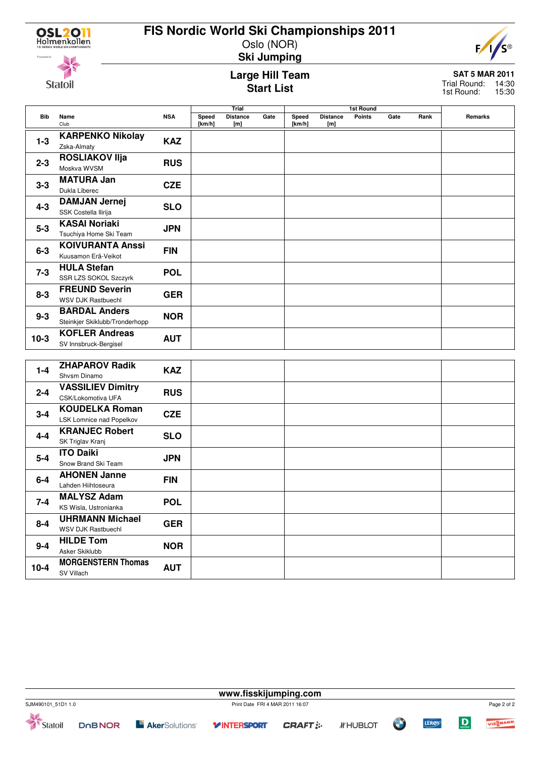# FIS Nordic World Ski Championships 2011

Oslo (NOR)

**Ski Jumping**

## Large Hill Team
## Start List

**SAT 5 MAR 2011**
Trial Round: 14:30
1st Round: 15:30

| Bib | Name / Club | NSA | Trial Speed [km/h] | Trial Distance [m] | Trial Gate | 1st Round Speed [km/h] | 1st Round Distance [m] | 1st Round Points | 1st Round Gate | 1st Round Rank | Remarks |
|---|---|---|---|---|---|---|---|---|---|---|---|
| 1-3 | **KARPENKO Nikolay** Zska-Almaty | KAZ | | | | | | | | | |
| 2-3 | **ROSLIAKOV Ilja** Moskva WVSM | RUS | | | | | | | | | |
| 3-3 | **MATURA Jan** Dukla Liberec | CZE | | | | | | | | | |
| 4-3 | **DAMJAN Jernej** SSK Costella Ilirija | SLO | | | | | | | | | |
| 5-3 | **KASAI Noriaki** Tsuchiya Home Ski Team | JPN | | | | | | | | | |
| 6-3 | **KOIVURANTA Anssi** Kuusamon Erä-Veikot | FIN | | | | | | | | | |
| 7-3 | **HULA Stefan** SSR LZS SOKOL Szczyrk | POL | | | | | | | | | |
| 8-3 | **FREUND Severin** WSV DJK Rastbuechl | GER | | | | | | | | | |
| 9-3 | **BARDAL Anders** Steinkjer Skiklubb/Tronderhopp | NOR | | | | | | | | | |
| 10-3 | **KOFLER Andreas** SV Innsbruck-Bergisel | AUT | | | | | | | | | |
| 1-4 | **ZHAPAROV Radik** Shvsm Dinamo | KAZ | | | | | | | | | |
| 2-4 | **VASSILIEV Dimitry** CSK/Lokomotiva UFA | RUS | | | | | | | | | |
| 3-4 | **KOUDELKA Roman** LSK Lomnice nad Popelkov | CZE | | | | | | | | | |
| 4-4 | **KRANJEC Robert** SK Triglav Kranj | SLO | | | | | | | | | |
| 5-4 | **ITO Daiki** Snow Brand Ski Team | JPN | | | | | | | | | |
| 6-4 | **AHONEN Janne** Lahden Hiihtoseura | FIN | | | | | | | | | |
| 7-4 | **MALYSZ Adam** KS Wisla, Ustronianka | POL | | | | | | | | | |
| 8-4 | **UHRMANN Michael** WSV DJK Rastbuechl | GER | | | | | | | | | |
| 9-4 | **HILDE Tom** Asker Skiklubb | NOR | | | | | | | | | |
| 10-4 | **MORGENSTERN Thomas** SV Villach | AUT | | | | | | | | | |

www.fisskijumping.com

SJM490101_51D1 1.0    Print Date FRI 4 MAR 2011 16:07